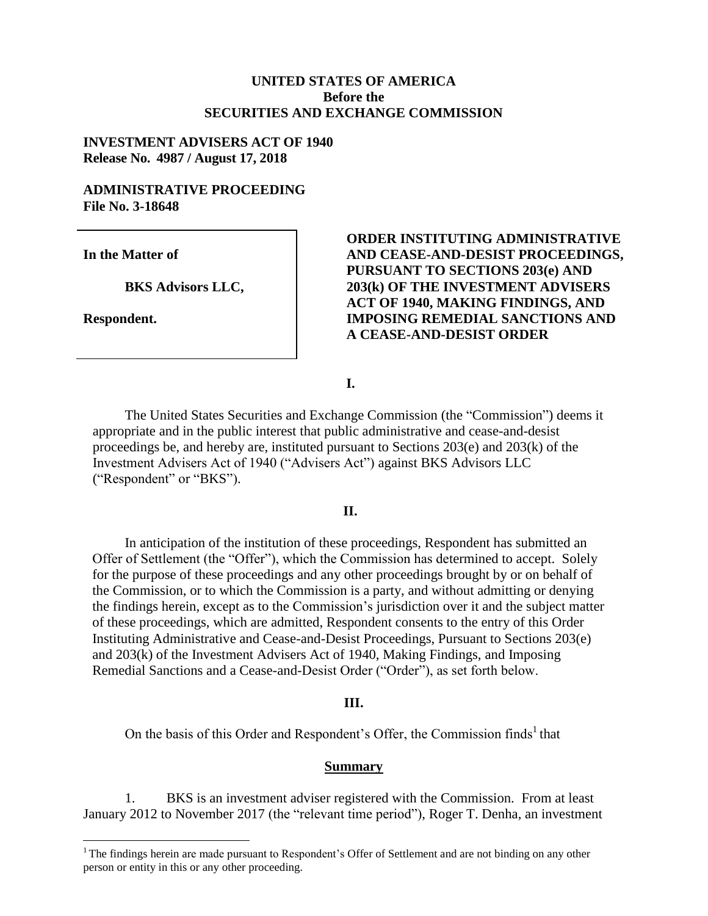**UNITED STATES OF AMERICA**
**Before the**
**SECURITIES AND EXCHANGE COMMISSION**

**INVESTMENT ADVISERS ACT OF 1940**
**Release No. 4987 / August 17, 2018**

**ADMINISTRATIVE PROCEEDING**
**File No. 3-18648**

| In the Matter of<br><br>BKS Advisors LLC,<br><br>Respondent. | **ORDER INSTITUTING ADMINISTRATIVE AND CEASE-AND-DESIST PROCEEDINGS, PURSUANT TO SECTIONS 203(e) AND 203(k) OF THE INVESTMENT ADVISERS ACT OF 1940, MAKING FINDINGS, AND IMPOSING REMEDIAL SANCTIONS AND A CEASE-AND-DESIST ORDER** |
|---|---|

**I.**

The United States Securities and Exchange Commission (the "Commission") deems it appropriate and in the public interest that public administrative and cease-and-desist proceedings be, and hereby are, instituted pursuant to Sections 203(e) and 203(k) of the Investment Advisers Act of 1940 ("Advisers Act") against BKS Advisors LLC ("Respondent" or "BKS").

**II.**

In anticipation of the institution of these proceedings, Respondent has submitted an Offer of Settlement (the "Offer"), which the Commission has determined to accept. Solely for the purpose of these proceedings and any other proceedings brought by or on behalf of the Commission, or to which the Commission is a party, and without admitting or denying the findings herein, except as to the Commission's jurisdiction over it and the subject matter of these proceedings, which are admitted, Respondent consents to the entry of this Order Instituting Administrative and Cease-and-Desist Proceedings, Pursuant to Sections 203(e) and 203(k) of the Investment Advisers Act of 1940, Making Findings, and Imposing Remedial Sanctions and a Cease-and-Desist Order ("Order"), as set forth below.

**III.**

On the basis of this Order and Respondent's Offer, the Commission finds[1] that

**Summary**

1. BKS is an investment adviser registered with the Commission. From at least January 2012 to November 2017 (the "relevant time period"), Roger T. Denha, an investment

[1] The findings herein are made pursuant to Respondent's Offer of Settlement and are not binding on any other person or entity in this or any other proceeding.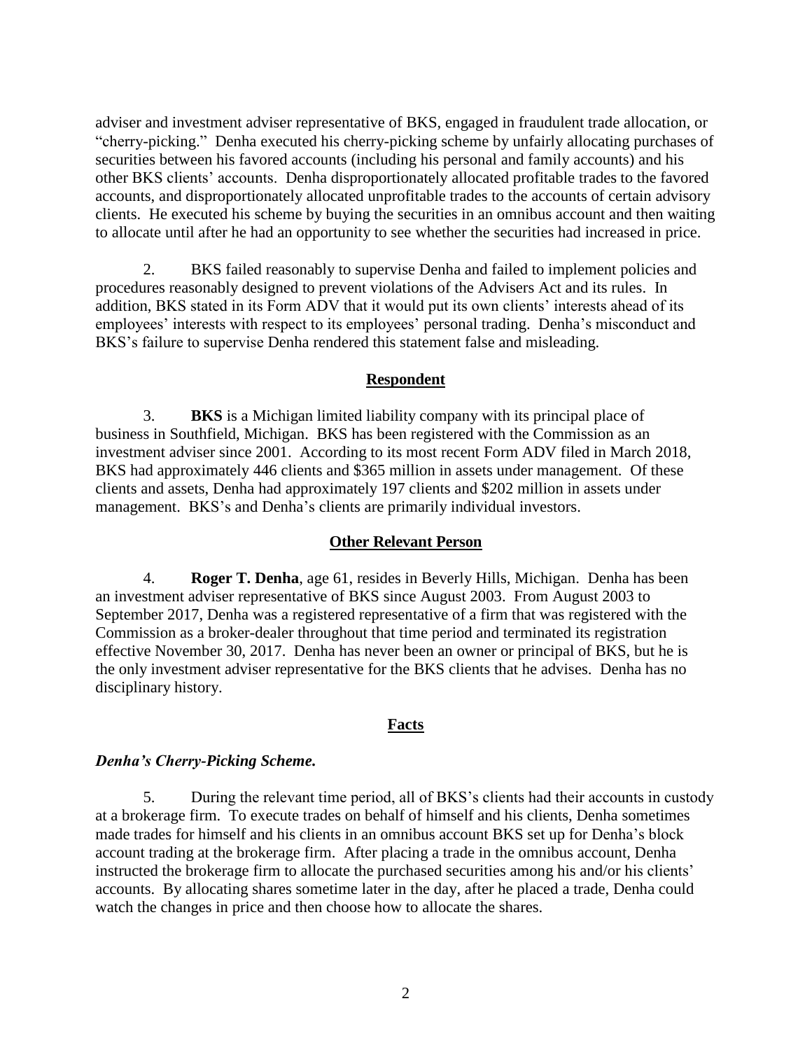adviser and investment adviser representative of BKS, engaged in fraudulent trade allocation, or "cherry-picking." Denha executed his cherry-picking scheme by unfairly allocating purchases of securities between his favored accounts (including his personal and family accounts) and his other BKS clients' accounts. Denha disproportionately allocated profitable trades to the favored accounts, and disproportionately allocated unprofitable trades to the accounts of certain advisory clients. He executed his scheme by buying the securities in an omnibus account and then waiting to allocate until after he had an opportunity to see whether the securities had increased in price.

2. BKS failed reasonably to supervise Denha and failed to implement policies and procedures reasonably designed to prevent violations of the Advisers Act and its rules. In addition, BKS stated in its Form ADV that it would put its own clients' interests ahead of its employees' interests with respect to its employees' personal trading. Denha's misconduct and BKS's failure to supervise Denha rendered this statement false and misleading.

## Respondent

3. **BKS** is a Michigan limited liability company with its principal place of business in Southfield, Michigan. BKS has been registered with the Commission as an investment adviser since 2001. According to its most recent Form ADV filed in March 2018, BKS had approximately 446 clients and $365 million in assets under management. Of these clients and assets, Denha had approximately 197 clients and $202 million in assets under management. BKS's and Denha's clients are primarily individual investors.

## Other Relevant Person

4. **Roger T. Denha**, age 61, resides in Beverly Hills, Michigan. Denha has been an investment adviser representative of BKS since August 2003. From August 2003 to September 2017, Denha was a registered representative of a firm that was registered with the Commission as a broker-dealer throughout that time period and terminated its registration effective November 30, 2017. Denha has never been an owner or principal of BKS, but he is the only investment adviser representative for the BKS clients that he advises. Denha has no disciplinary history.

## Facts

### *Denha's Cherry-Picking Scheme.*

5. During the relevant time period, all of BKS's clients had their accounts in custody at a brokerage firm. To execute trades on behalf of himself and his clients, Denha sometimes made trades for himself and his clients in an omnibus account BKS set up for Denha's block account trading at the brokerage firm. After placing a trade in the omnibus account, Denha instructed the brokerage firm to allocate the purchased securities among his and/or his clients' accounts. By allocating shares sometime later in the day, after he placed a trade, Denha could watch the changes in price and then choose how to allocate the shares.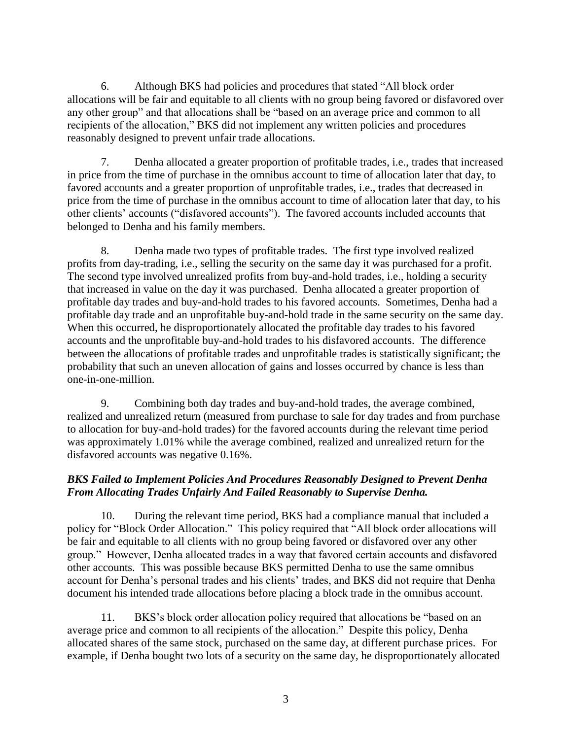6. Although BKS had policies and procedures that stated "All block order allocations will be fair and equitable to all clients with no group being favored or disfavored over any other group" and that allocations shall be "based on an average price and common to all recipients of the allocation," BKS did not implement any written policies and procedures reasonably designed to prevent unfair trade allocations.

7. Denha allocated a greater proportion of profitable trades, i.e., trades that increased in price from the time of purchase in the omnibus account to time of allocation later that day, to favored accounts and a greater proportion of unprofitable trades, i.e., trades that decreased in price from the time of purchase in the omnibus account to time of allocation later that day, to his other clients' accounts ("disfavored accounts"). The favored accounts included accounts that belonged to Denha and his family members.

8. Denha made two types of profitable trades. The first type involved realized profits from day-trading, i.e., selling the security on the same day it was purchased for a profit. The second type involved unrealized profits from buy-and-hold trades, i.e., holding a security that increased in value on the day it was purchased. Denha allocated a greater proportion of profitable day trades and buy-and-hold trades to his favored accounts. Sometimes, Denha had a profitable day trade and an unprofitable buy-and-hold trade in the same security on the same day. When this occurred, he disproportionately allocated the profitable day trades to his favored accounts and the unprofitable buy-and-hold trades to his disfavored accounts. The difference between the allocations of profitable trades and unprofitable trades is statistically significant; the probability that such an uneven allocation of gains and losses occurred by chance is less than one-in-one-million.

9. Combining both day trades and buy-and-hold trades, the average combined, realized and unrealized return (measured from purchase to sale for day trades and from purchase to allocation for buy-and-hold trades) for the favored accounts during the relevant time period was approximately 1.01% while the average combined, realized and unrealized return for the disfavored accounts was negative 0.16%.

***BKS Failed to Implement Policies And Procedures Reasonably Designed to Prevent Denha From Allocating Trades Unfairly And Failed Reasonably to Supervise Denha.***

10. During the relevant time period, BKS had a compliance manual that included a policy for "Block Order Allocation." This policy required that "All block order allocations will be fair and equitable to all clients with no group being favored or disfavored over any other group." However, Denha allocated trades in a way that favored certain accounts and disfavored other accounts. This was possible because BKS permitted Denha to use the same omnibus account for Denha's personal trades and his clients' trades, and BKS did not require that Denha document his intended trade allocations before placing a block trade in the omnibus account.

11. BKS's block order allocation policy required that allocations be "based on an average price and common to all recipients of the allocation." Despite this policy, Denha allocated shares of the same stock, purchased on the same day, at different purchase prices. For example, if Denha bought two lots of a security on the same day, he disproportionately allocated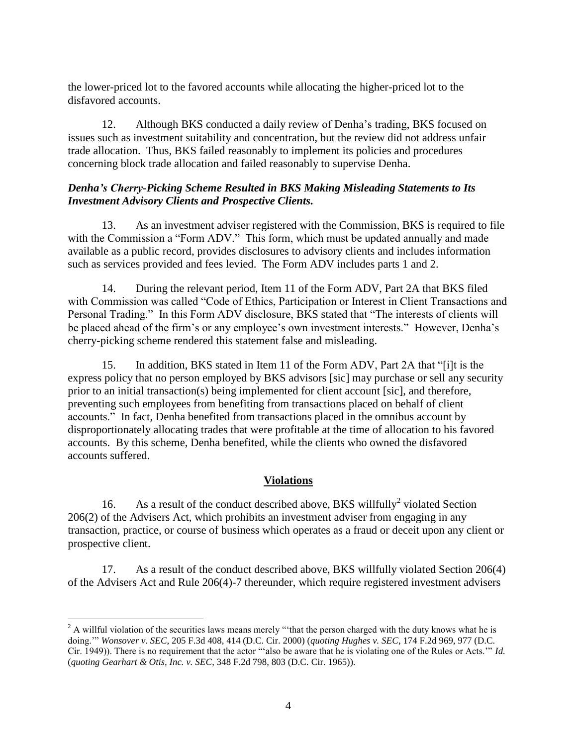the lower-priced lot to the favored accounts while allocating the higher-priced lot to the disfavored accounts.

12. Although BKS conducted a daily review of Denha's trading, BKS focused on issues such as investment suitability and concentration, but the review did not address unfair trade allocation. Thus, BKS failed reasonably to implement its policies and procedures concerning block trade allocation and failed reasonably to supervise Denha.

***Denha's Cherry-Picking Scheme Resulted in BKS Making Misleading Statements to Its Investment Advisory Clients and Prospective Clients.***

13. As an investment adviser registered with the Commission, BKS is required to file with the Commission a "Form ADV." This form, which must be updated annually and made available as a public record, provides disclosures to advisory clients and includes information such as services provided and fees levied. The Form ADV includes parts 1 and 2.

14. During the relevant period, Item 11 of the Form ADV, Part 2A that BKS filed with Commission was called "Code of Ethics, Participation or Interest in Client Transactions and Personal Trading." In this Form ADV disclosure, BKS stated that "The interests of clients will be placed ahead of the firm's or any employee's own investment interests." However, Denha's cherry-picking scheme rendered this statement false and misleading.

15. In addition, BKS stated in Item 11 of the Form ADV, Part 2A that "[i]t is the express policy that no person employed by BKS advisors [sic] may purchase or sell any security prior to an initial transaction(s) being implemented for client account [sic], and therefore, preventing such employees from benefiting from transactions placed on behalf of client accounts." In fact, Denha benefited from transactions placed in the omnibus account by disproportionately allocating trades that were profitable at the time of allocation to his favored accounts. By this scheme, Denha benefited, while the clients who owned the disfavored accounts suffered.

## Violations

16. As a result of the conduct described above, BKS willfully[2] violated Section 206(2) of the Advisers Act, which prohibits an investment adviser from engaging in any transaction, practice, or course of business which operates as a fraud or deceit upon any client or prospective client.

17. As a result of the conduct described above, BKS willfully violated Section 206(4) of the Advisers Act and Rule 206(4)-7 thereunder, which require registered investment advisers

---

[2] A willful violation of the securities laws means merely "'that the person charged with the duty knows what he is doing.'" *Wonsover v. SEC*, 205 F.3d 408, 414 (D.C. Cir. 2000) (*quoting Hughes v. SEC*, 174 F.2d 969, 977 (D.C. Cir. 1949)). There is no requirement that the actor "'also be aware that he is violating one of the Rules or Acts.'" *Id.* (*quoting Gearhart & Otis, Inc. v. SEC*, 348 F.2d 798, 803 (D.C. Cir. 1965)).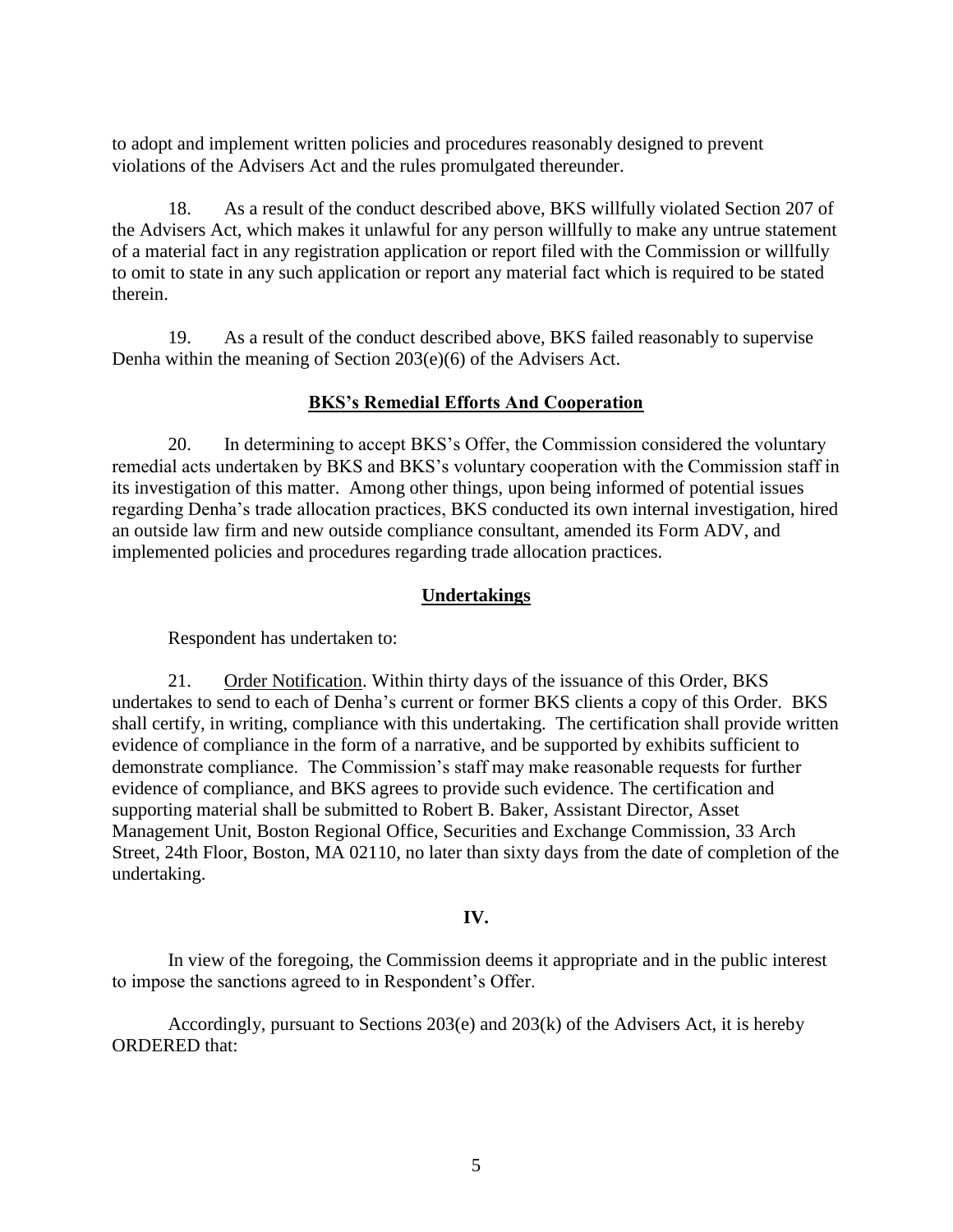to adopt and implement written policies and procedures reasonably designed to prevent violations of the Advisers Act and the rules promulgated thereunder.

18. As a result of the conduct described above, BKS willfully violated Section 207 of the Advisers Act, which makes it unlawful for any person willfully to make any untrue statement of a material fact in any registration application or report filed with the Commission or willfully to omit to state in any such application or report any material fact which is required to be stated therein.

19. As a result of the conduct described above, BKS failed reasonably to supervise Denha within the meaning of Section 203(e)(6) of the Advisers Act.

**BKS's Remedial Efforts And Cooperation**

20. In determining to accept BKS's Offer, the Commission considered the voluntary remedial acts undertaken by BKS and BKS's voluntary cooperation with the Commission staff in its investigation of this matter. Among other things, upon being informed of potential issues regarding Denha's trade allocation practices, BKS conducted its own internal investigation, hired an outside law firm and new outside compliance consultant, amended its Form ADV, and implemented policies and procedures regarding trade allocation practices.

**Undertakings**

Respondent has undertaken to:

21. Order Notification. Within thirty days of the issuance of this Order, BKS undertakes to send to each of Denha's current or former BKS clients a copy of this Order. BKS shall certify, in writing, compliance with this undertaking. The certification shall provide written evidence of compliance in the form of a narrative, and be supported by exhibits sufficient to demonstrate compliance. The Commission's staff may make reasonable requests for further evidence of compliance, and BKS agrees to provide such evidence. The certification and supporting material shall be submitted to Robert B. Baker, Assistant Director, Asset Management Unit, Boston Regional Office, Securities and Exchange Commission, 33 Arch Street, 24th Floor, Boston, MA 02110, no later than sixty days from the date of completion of the undertaking.

**IV.**

In view of the foregoing, the Commission deems it appropriate and in the public interest to impose the sanctions agreed to in Respondent's Offer.

Accordingly, pursuant to Sections 203(e) and 203(k) of the Advisers Act, it is hereby ORDERED that: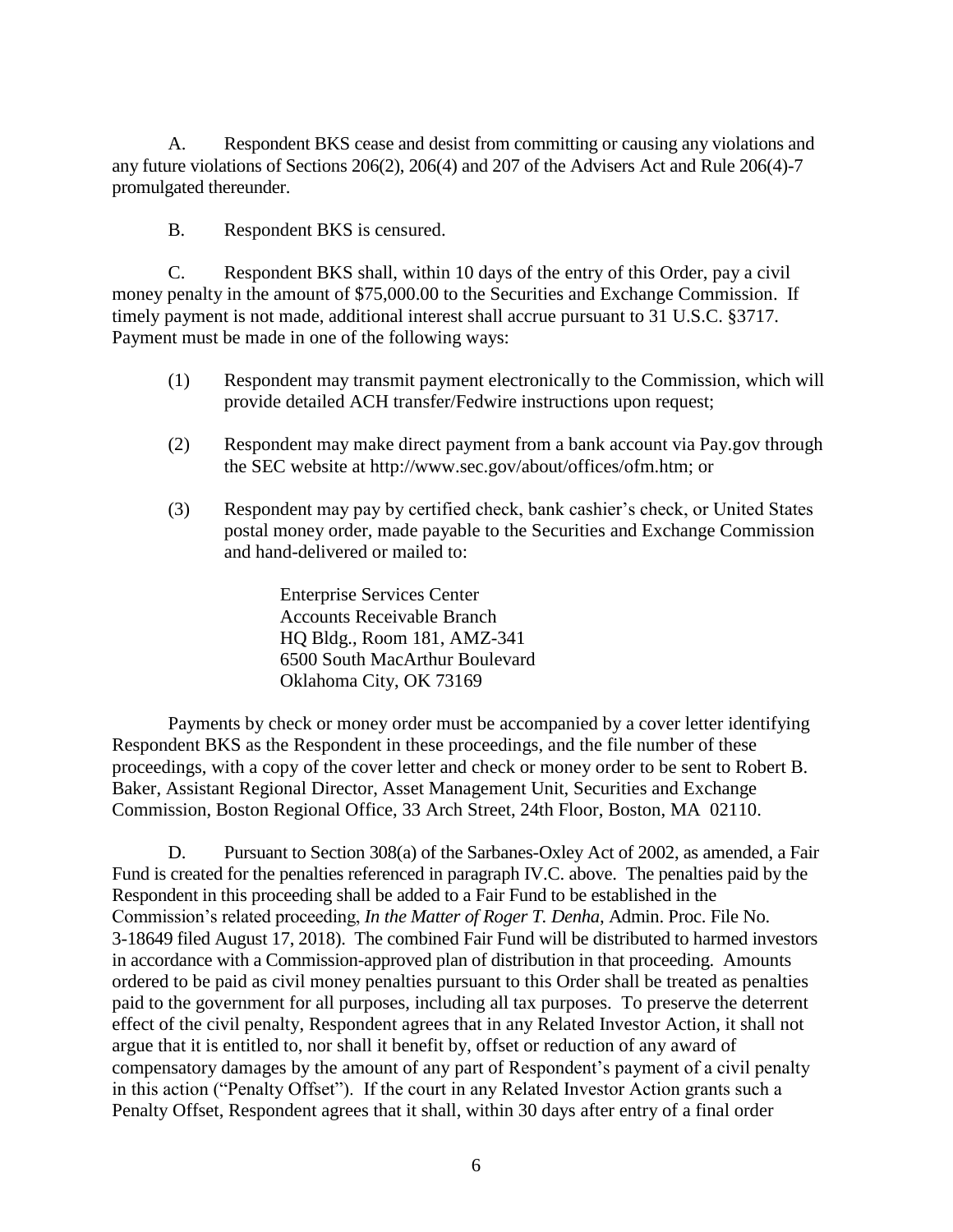A. Respondent BKS cease and desist from committing or causing any violations and any future violations of Sections 206(2), 206(4) and 207 of the Advisers Act and Rule 206(4)-7 promulgated thereunder.

B. Respondent BKS is censured.

C. Respondent BKS shall, within 10 days of the entry of this Order, pay a civil money penalty in the amount of $75,000.00 to the Securities and Exchange Commission. If timely payment is not made, additional interest shall accrue pursuant to 31 U.S.C. §3717. Payment must be made in one of the following ways:

(1) Respondent may transmit payment electronically to the Commission, which will provide detailed ACH transfer/Fedwire instructions upon request;

(2) Respondent may make direct payment from a bank account via Pay.gov through the SEC website at http://www.sec.gov/about/offices/ofm.htm; or

(3) Respondent may pay by certified check, bank cashier's check, or United States postal money order, made payable to the Securities and Exchange Commission and hand-delivered or mailed to:

> Enterprise Services Center
> Accounts Receivable Branch
> HQ Bldg., Room 181, AMZ-341
> 6500 South MacArthur Boulevard
> Oklahoma City, OK 73169

Payments by check or money order must be accompanied by a cover letter identifying Respondent BKS as the Respondent in these proceedings, and the file number of these proceedings, with a copy of the cover letter and check or money order to be sent to Robert B. Baker, Assistant Regional Director, Asset Management Unit, Securities and Exchange Commission, Boston Regional Office, 33 Arch Street, 24th Floor, Boston, MA 02110.

D. Pursuant to Section 308(a) of the Sarbanes-Oxley Act of 2002, as amended, a Fair Fund is created for the penalties referenced in paragraph IV.C. above. The penalties paid by the Respondent in this proceeding shall be added to a Fair Fund to be established in the Commission's related proceeding, *In the Matter of Roger T. Denha*, Admin. Proc. File No. 3-18649 filed August 17, 2018). The combined Fair Fund will be distributed to harmed investors in accordance with a Commission-approved plan of distribution in that proceeding. Amounts ordered to be paid as civil money penalties pursuant to this Order shall be treated as penalties paid to the government for all purposes, including all tax purposes. To preserve the deterrent effect of the civil penalty, Respondent agrees that in any Related Investor Action, it shall not argue that it is entitled to, nor shall it benefit by, offset or reduction of any award of compensatory damages by the amount of any part of Respondent's payment of a civil penalty in this action ("Penalty Offset"). If the court in any Related Investor Action grants such a Penalty Offset, Respondent agrees that it shall, within 30 days after entry of a final order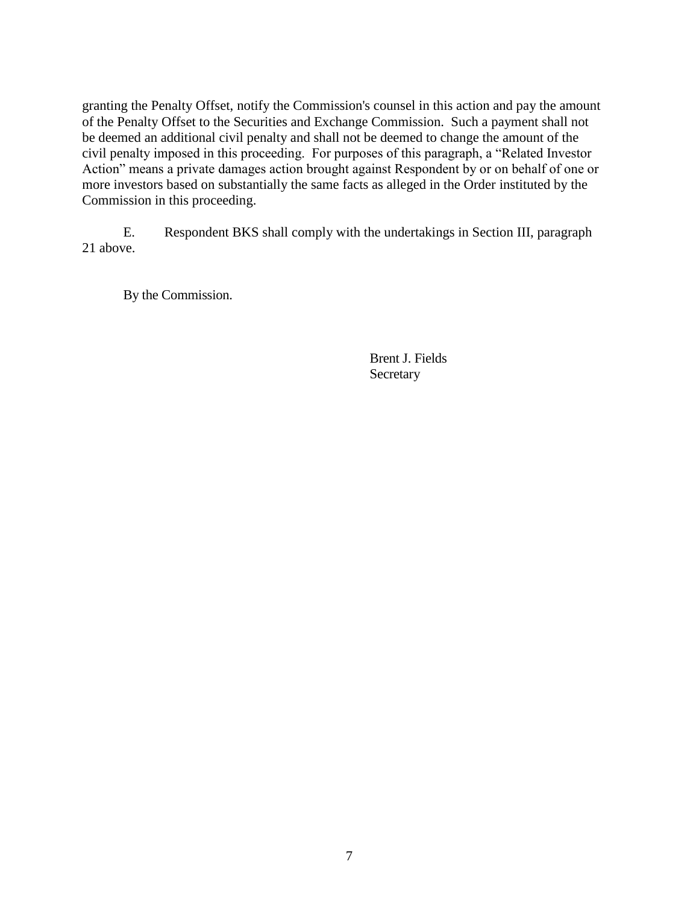granting the Penalty Offset, notify the Commission's counsel in this action and pay the amount of the Penalty Offset to the Securities and Exchange Commission. Such a payment shall not be deemed an additional civil penalty and shall not be deemed to change the amount of the civil penalty imposed in this proceeding. For purposes of this paragraph, a "Related Investor Action" means a private damages action brought against Respondent by or on behalf of one or more investors based on substantially the same facts as alleged in the Order instituted by the Commission in this proceeding.

E. Respondent BKS shall comply with the undertakings in Section III, paragraph 21 above.

By the Commission.

Brent J. Fields
Secretary